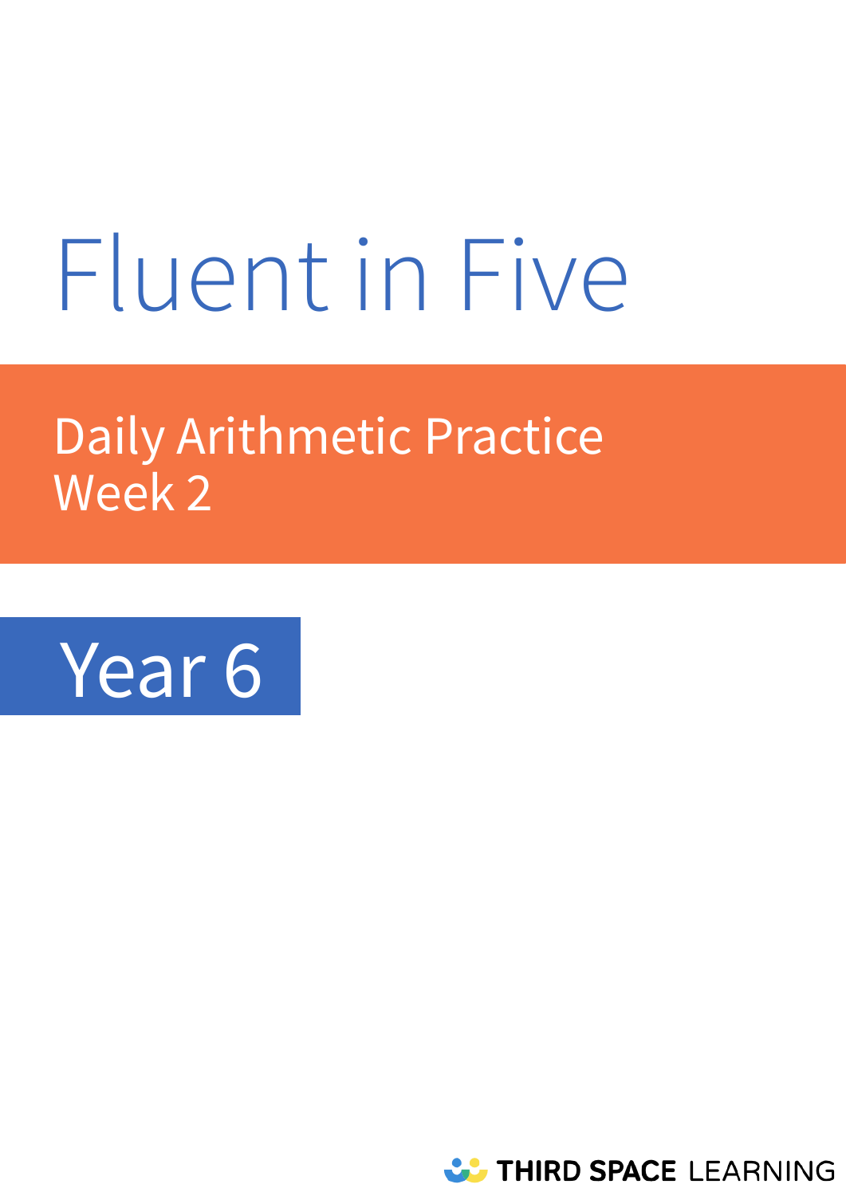# Fluent in Five

## Daily Arithmetic Practice
## Week 2

## Year 6

THIRD SPACE LEARNING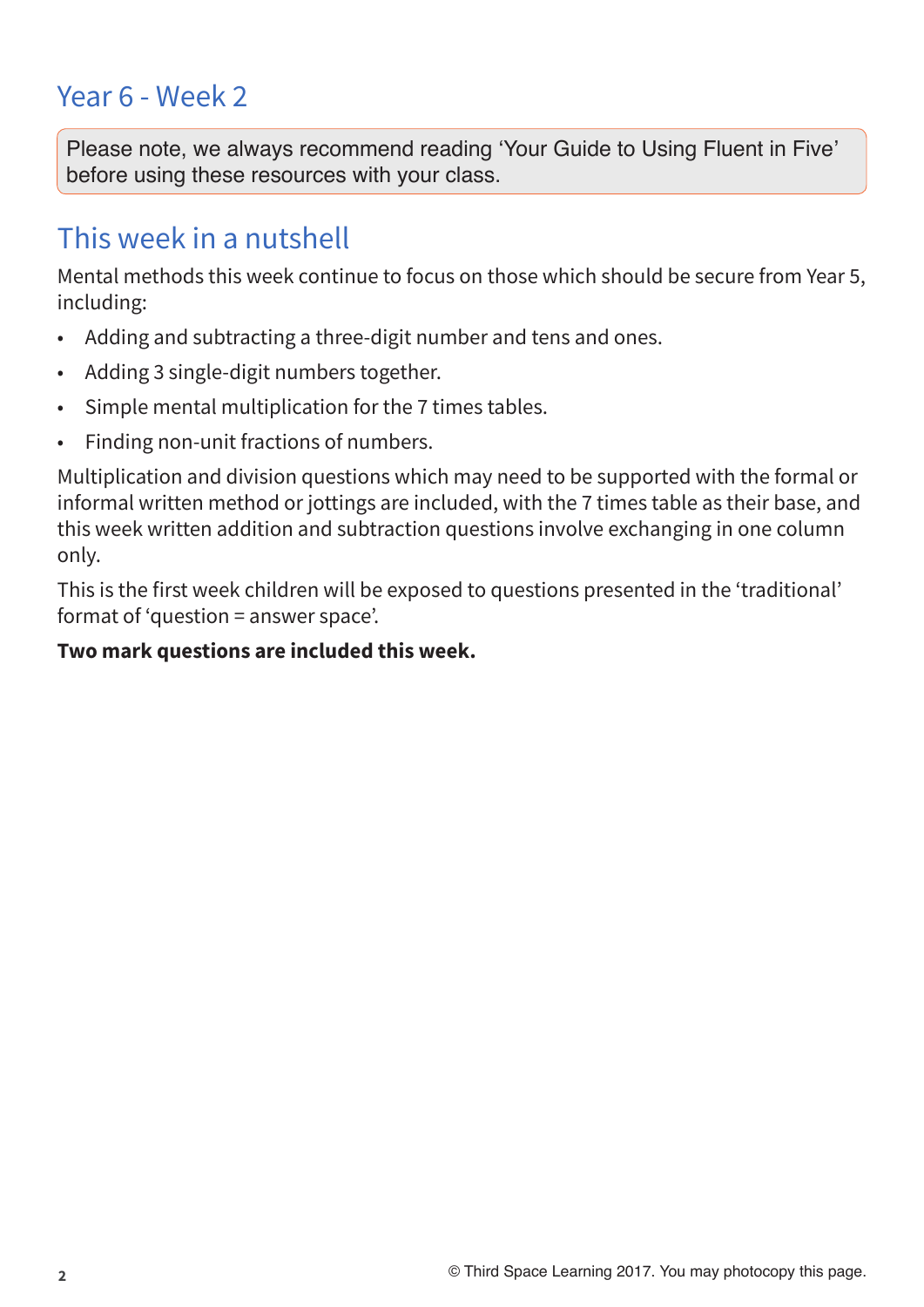# Year 6 - Week 2

Please note, we always recommend reading 'Your Guide to Using Fluent in Five' before using these resources with your class.

## This week in a nutshell

Mental methods this week continue to focus on those which should be secure from Year 5, including:

- Adding and subtracting a three-digit number and tens and ones.
- Adding 3 single-digit numbers together.
- Simple mental multiplication for the 7 times tables.
- Finding non-unit fractions of numbers.

Multiplication and division questions which may need to be supported with the formal or informal written method or jottings are included, with the 7 times table as their base, and this week written addition and subtraction questions involve exchanging in one column only.

This is the first week children will be exposed to questions presented in the 'traditional' format of 'question = answer space'.

**Two mark questions are included this week.**

© Third Space Learning 2017. You may photocopy this page.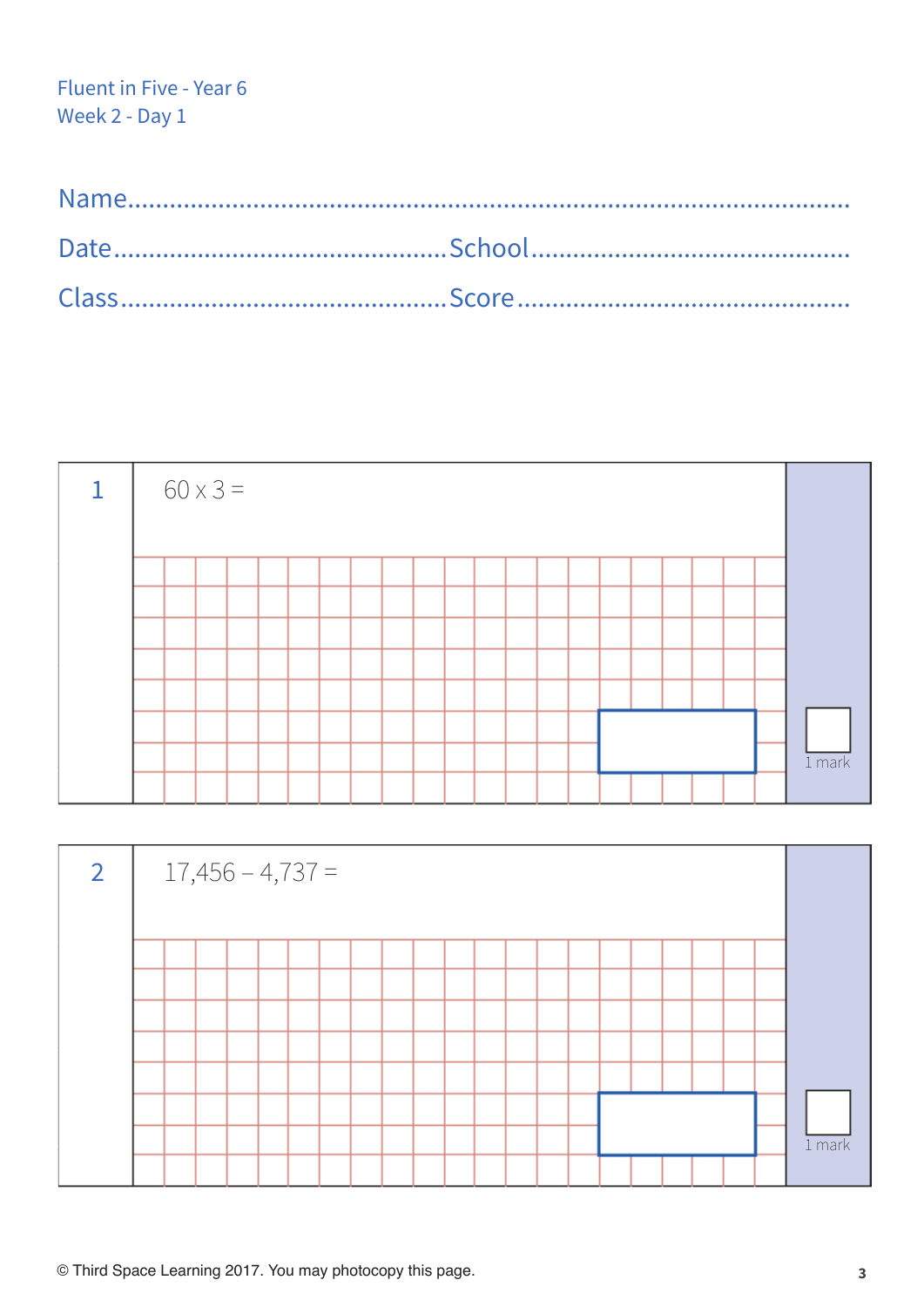Fluent in Five - Year 6
Week 2 - Day 1

Name.........................................................................................................

Date.............................................School.............................................

Class............................................Score...............................................

**1** $60 \times 3 =$

1 mark

**2** $17{,}456 - 4{,}737 =$

1 mark

© Third Space Learning 2017. You may photocopy this page.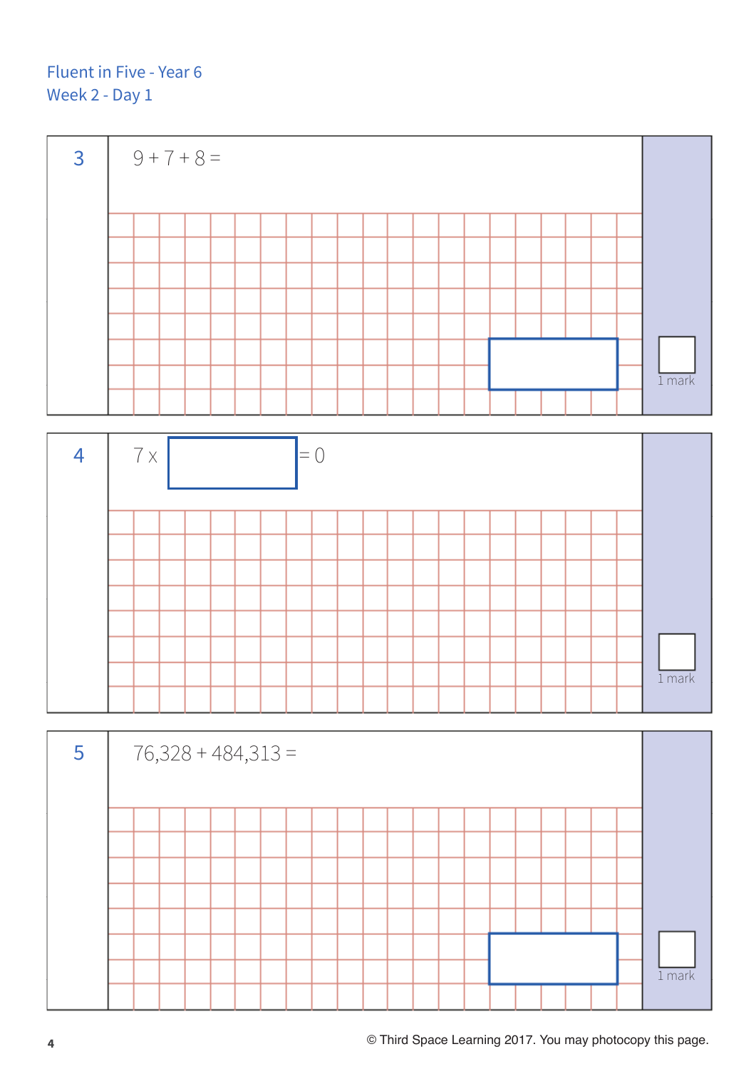Fluent in Five - Year 6

Week 2 - Day 1

**3** $9 + 7 + 8 =$

1 mark

**4** $7 \times \square = 0$

1 mark

**5** $76{,}328 + 484{,}313 =$

1 mark

© Third Space Learning 2017. You may photocopy this page.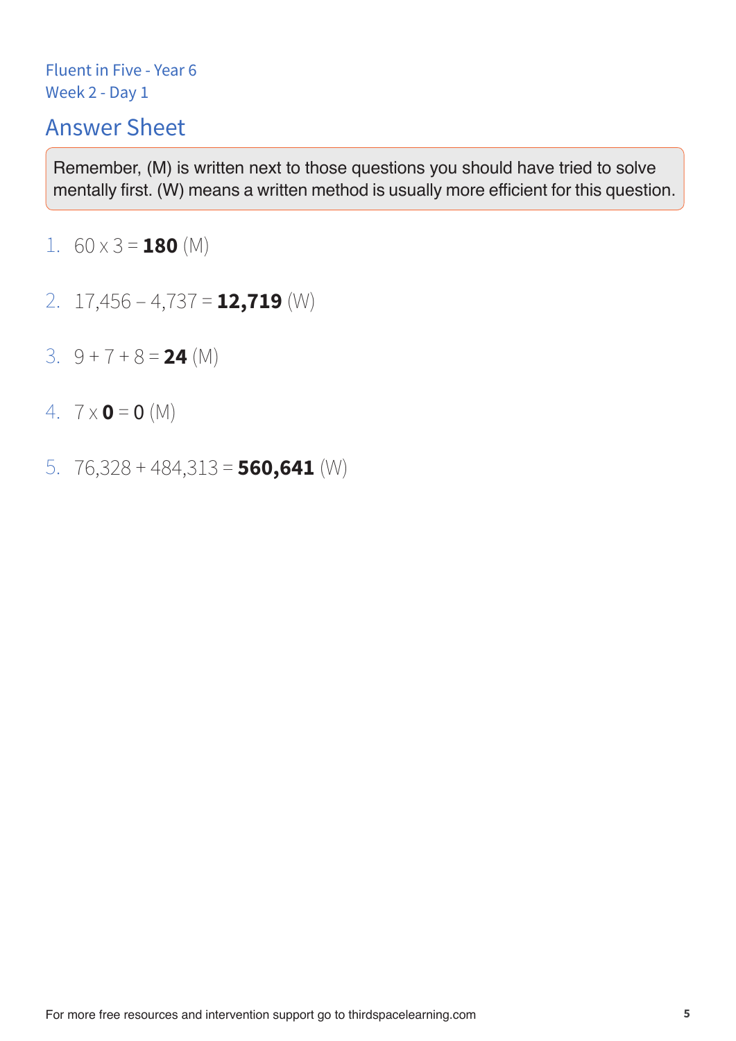Fluent in Five - Year 6
Week 2 - Day 1

## Answer Sheet

Remember, (M) is written next to those questions you should have tried to solve mentally first. (W) means a written method is usually more efficient for this question.

1. 60 x 3 = **180** (M)
2. 17,456 – 4,737 = **12,719** (W)
3. 9 + 7 + 8 = **24** (M)
4. 7 x **0** = 0 (M)
5. 76,328 + 484,313 = **560,641** (W)

For more free resources and intervention support go to thirdspacelearning.com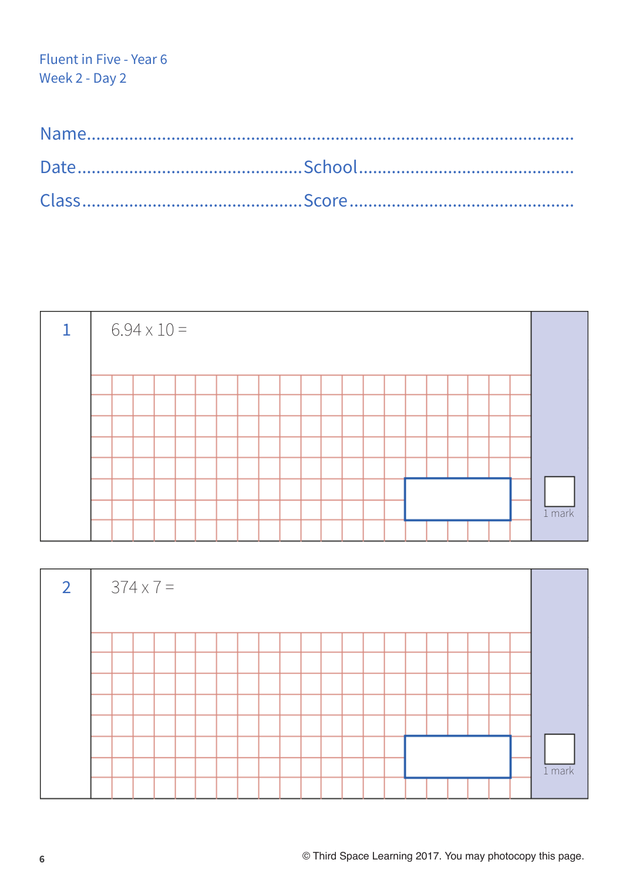Fluent in Five - Year 6
Week 2 - Day 2

Name..........................................................................................................

Date............................................ School............................................

Class............................................ Score............................................

**1**

6.94 x 10 =

1 mark

**2**

374 x 7 =

1 mark

© Third Space Learning 2017. You may photocopy this page.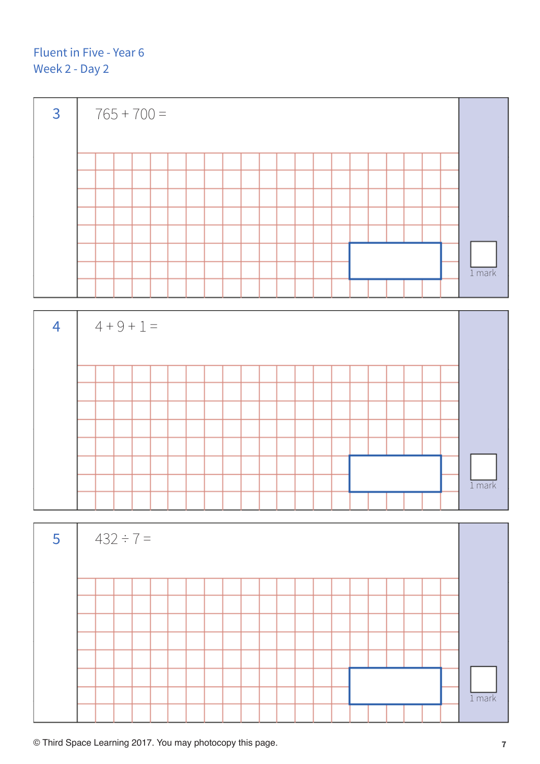Fluent in Five - Year 6
Week 2 - Day 2

**3**

$765 + 700 =$

1 mark

**4**

$4 + 9 + 1 =$

1 mark

**5**

$432 \div 7 =$

1 mark

© Third Space Learning 2017. You may photocopy this page.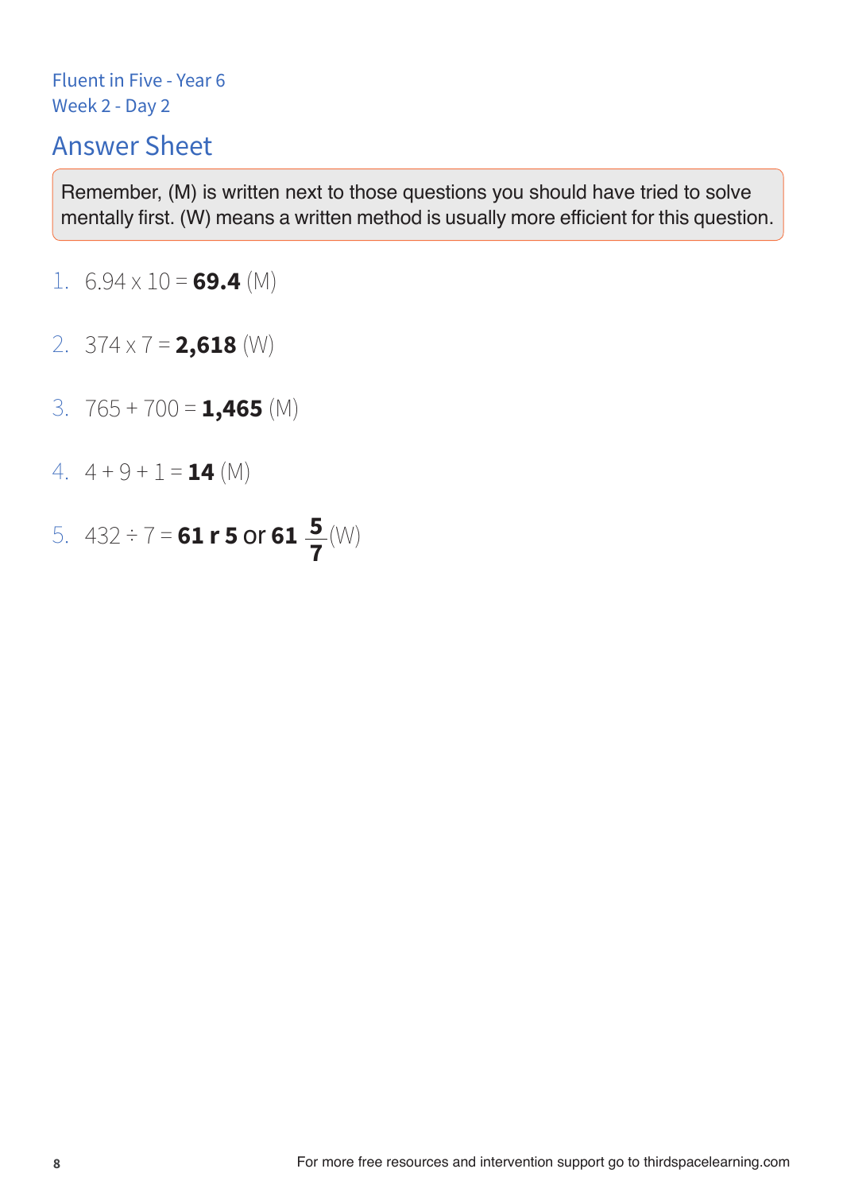Fluent in Five - Year 6
Week 2 - Day 2

## Answer Sheet

Remember, (M) is written next to those questions you should have tried to solve mentally first. (W) means a written method is usually more efficient for this question.

1. $6.94 \times 10 =$ **69.4** (M)

2. $374 \times 7 =$ **2,618** (W)

3. $765 + 700 =$ **1,465** (M)

4. $4 + 9 + 1 =$ **14** (M)

5. $432 \div 7 =$ **61 r 5** or **61** $\frac{5}{7}$ (W)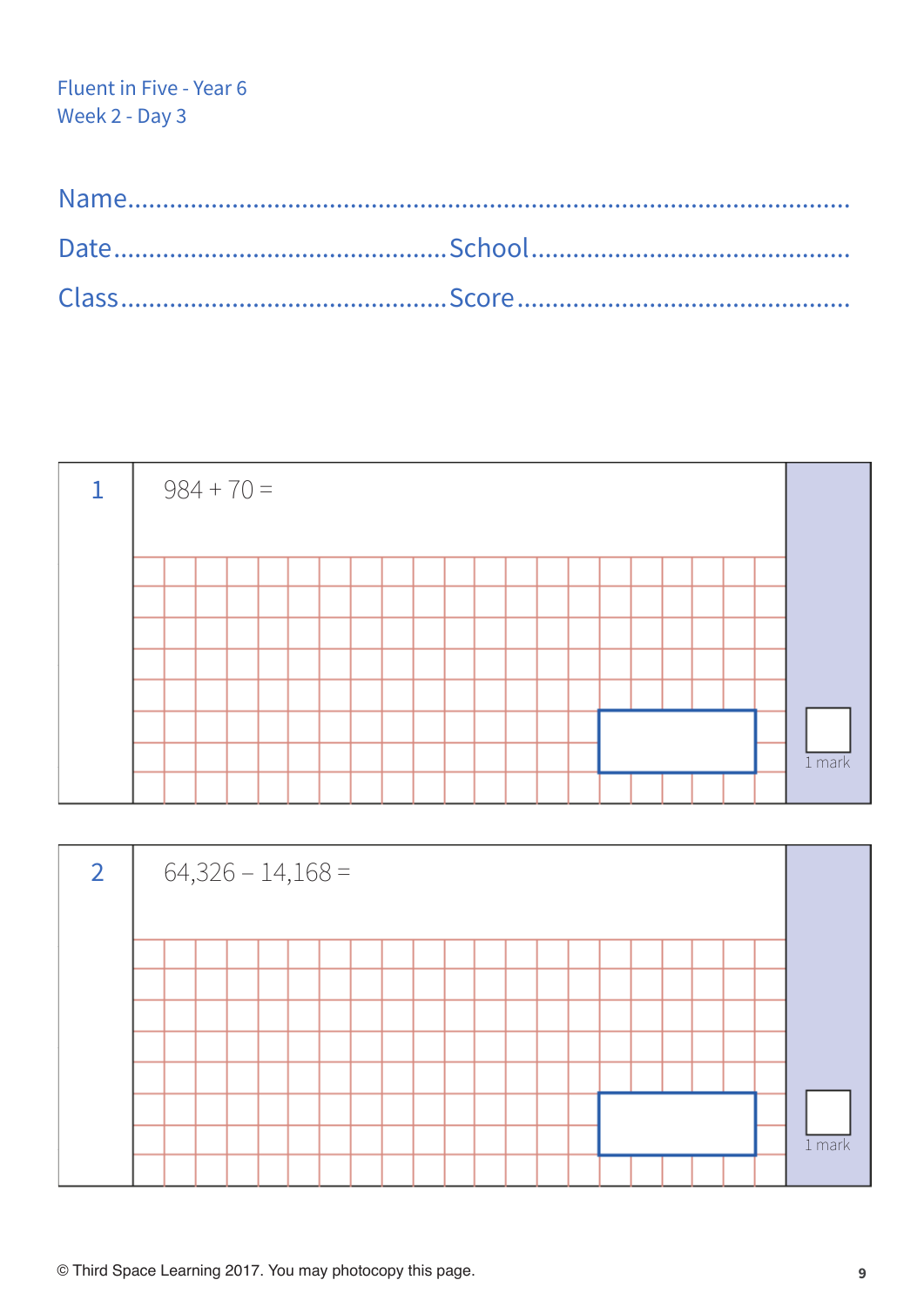Fluent in Five - Year 6
Week 2 - Day 3

Name..........................................................................................

Date.......................................... School..........................................

Class.......................................... Score..........................................

**1** $984 + 70 =$

1 mark

**2** $64{,}326 - 14{,}168 =$

1 mark

© Third Space Learning 2017. You may photocopy this page.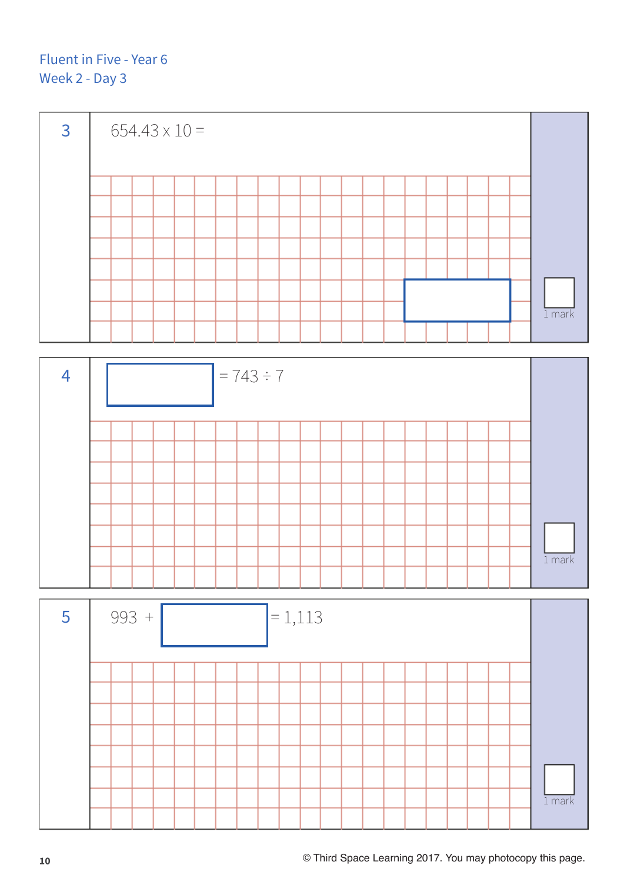Fluent in Five - Year 6
Week 2 - Day 3

**3**

$654.43 \times 10 =$ ______

1 mark

**4**

______ $= 743 \div 7$

1 mark

**5**

$993 +$ ______ $= 1{,}113$

1 mark

© Third Space Learning 2017. You may photocopy this page.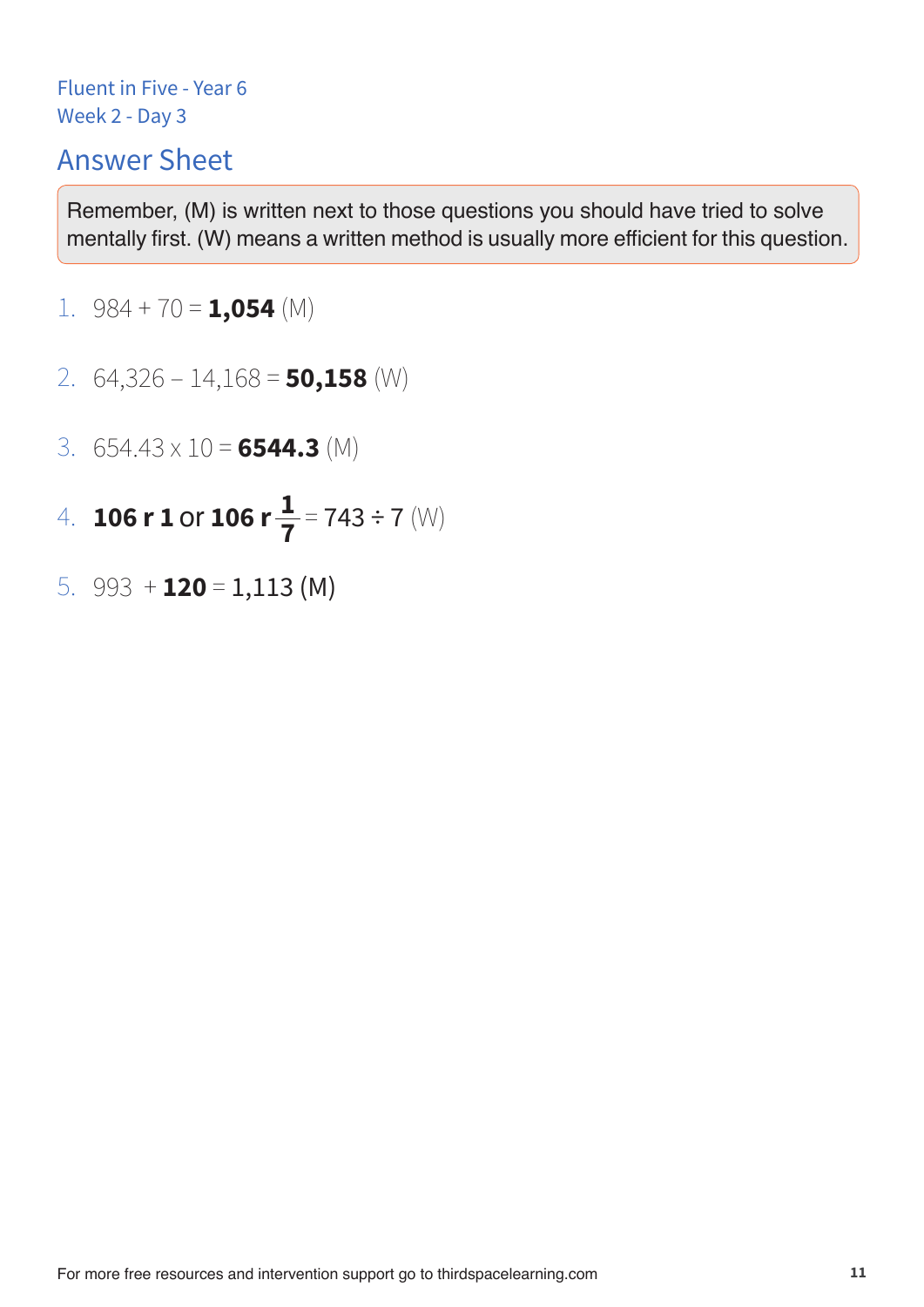Fluent in Five - Year 6
Week 2 - Day 3

# Answer Sheet

Remember, (M) is written next to those questions you should have tried to solve mentally first. (W) means a written method is usually more efficient for this question.

1. 984 + 70 = **1,054** (M)

2. 64,326 – 14,168 = **50,158** (W)

3. 654.43 x 10 = **6544.3** (M)

4. **106 r 1** or **106 r** $\mathbf{\frac{1}{7}}$ = 743 ÷ 7 (W)

5. 993 + **120** = 1,113 (M)

For more free resources and intervention support go to thirdspacelearning.com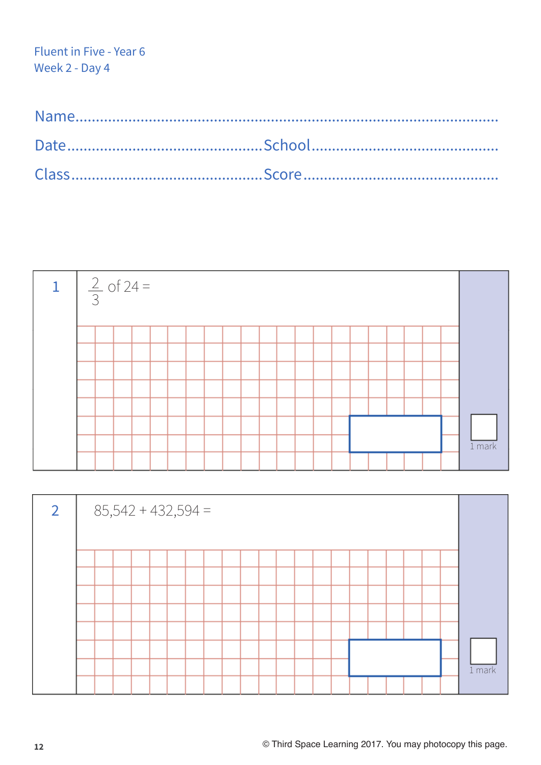Fluent in Five - Year 6
Week 2 - Day 4

Name..................................................................................................

Date............................................School............................................

Class............................................Score..............................................

**1**

$\frac{2}{3}$ of 24 =

1 mark

**2**

85,542 + 432,594 =

1 mark

© Third Space Learning 2017. You may photocopy this page.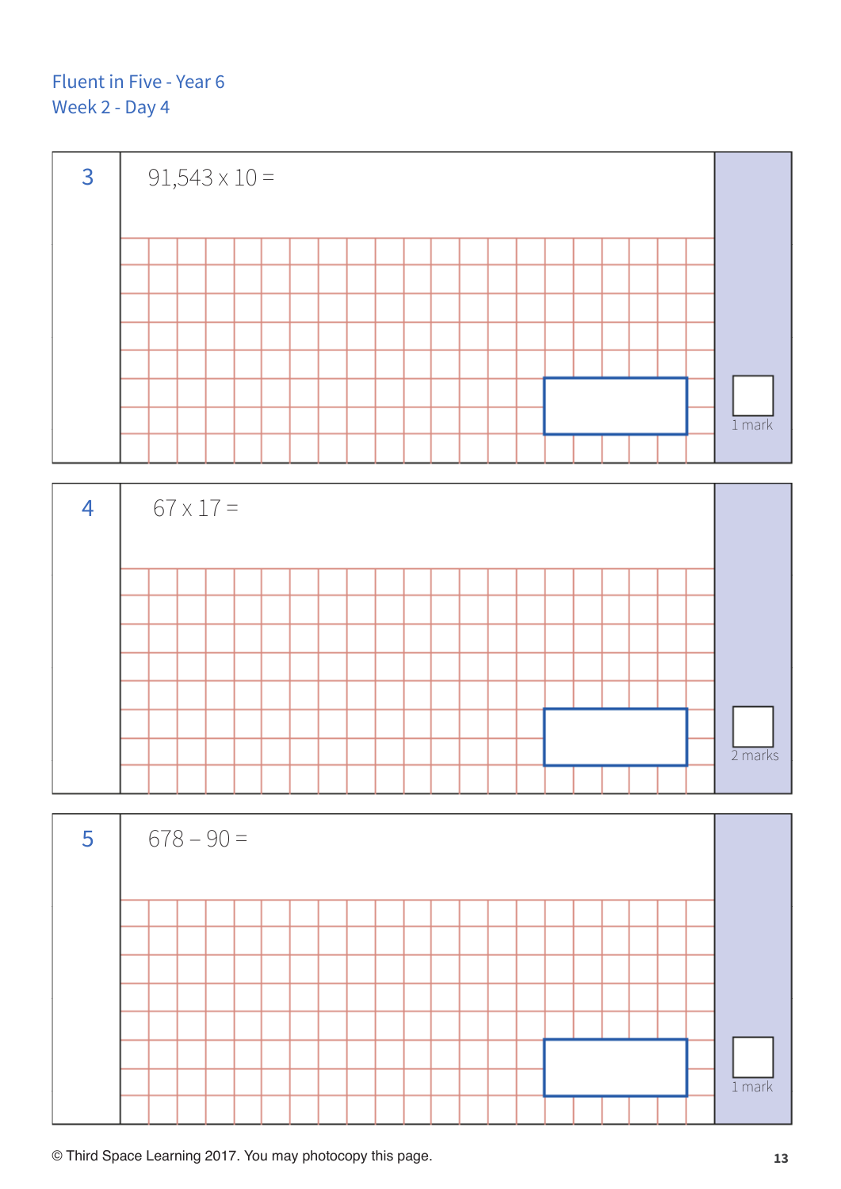Fluent in Five - Year 6
Week 2 - Day 4

**3**

91,543 x 10 =

1 mark

**4**

67 x 17 =

2 marks

**5**

678 – 90 =

1 mark

© Third Space Learning 2017. You may photocopy this page.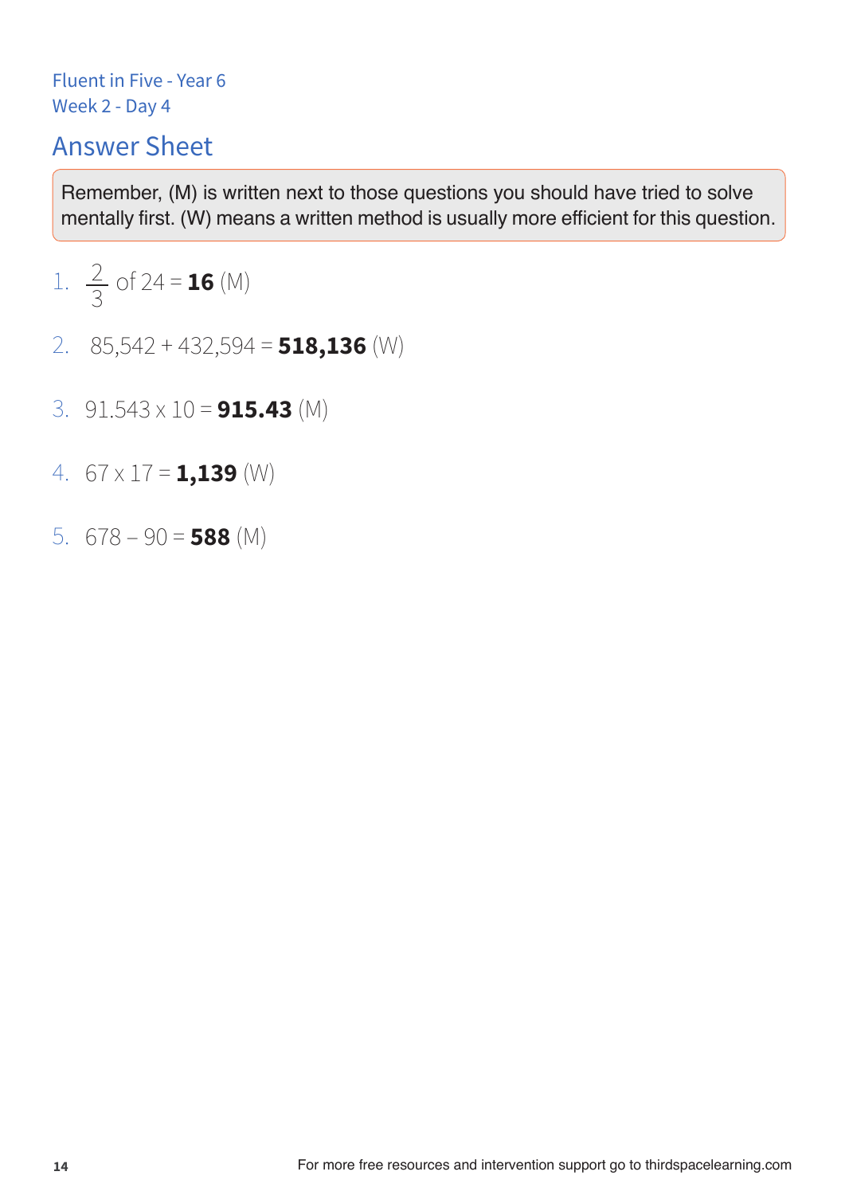Fluent in Five - Year 6
Week 2 - Day 4

## Answer Sheet

Remember, (M) is written next to those questions you should have tried to solve mentally first. (W) means a written method is usually more efficient for this question.

1. $\frac{2}{3}$ of 24 = **16** (M)
2. 85,542 + 432,594 = **518,136** (W)
3. 91.543 x 10 = **915.43** (M)
4. 67 x 17 = **1,139** (W)
5. 678 – 90 = **588** (M)

For more free resources and intervention support go to thirdspacelearning.com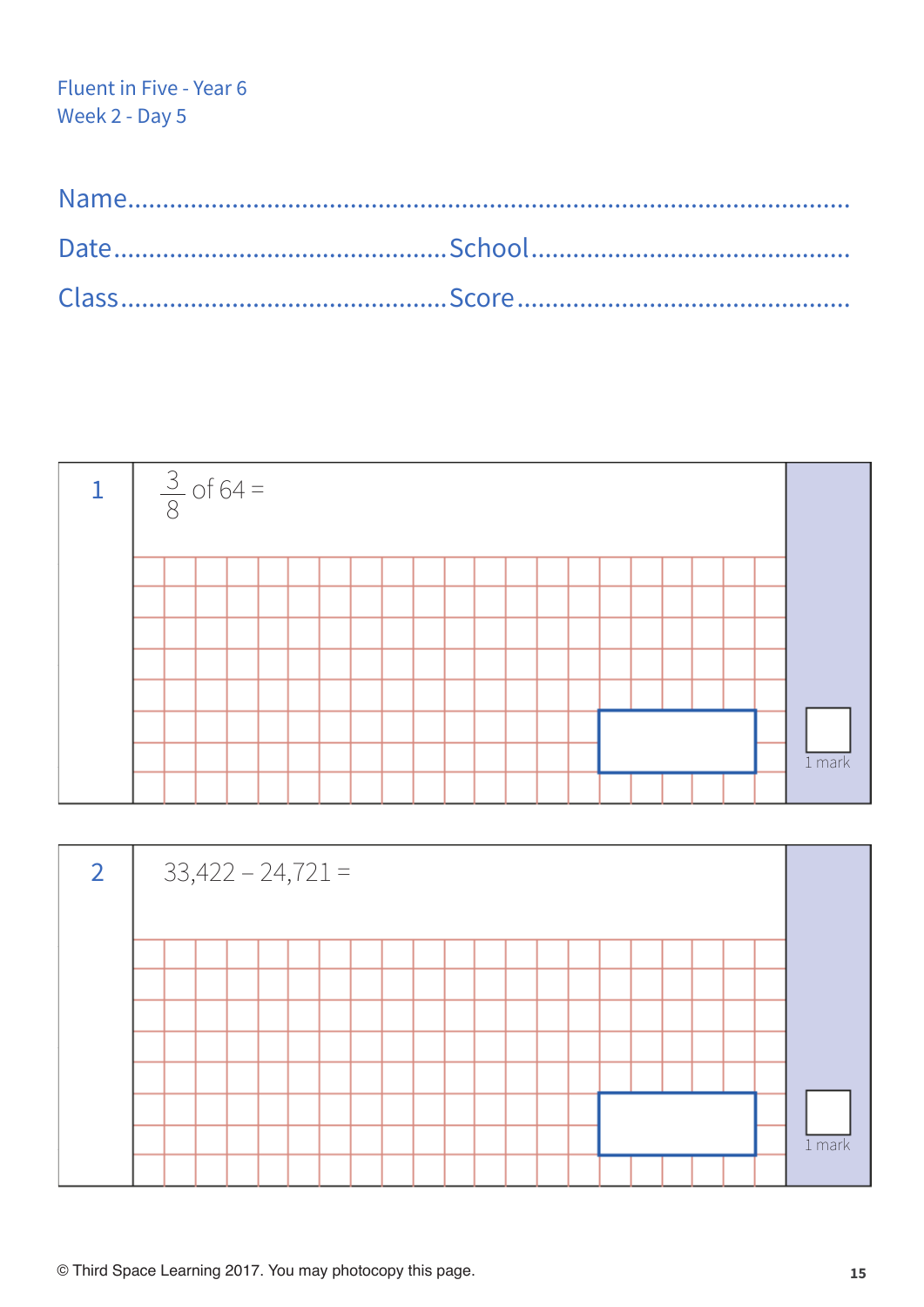Fluent in Five - Year 6
Week 2 - Day 5

Name.............................................................................................

Date.............................................School.............................................

Class.............................................Score.............................................

**1** $\frac{3}{8}$ of 64 =

1 mark

**2** 33,422 – 24,721 =

1 mark

© Third Space Learning 2017. You may photocopy this page.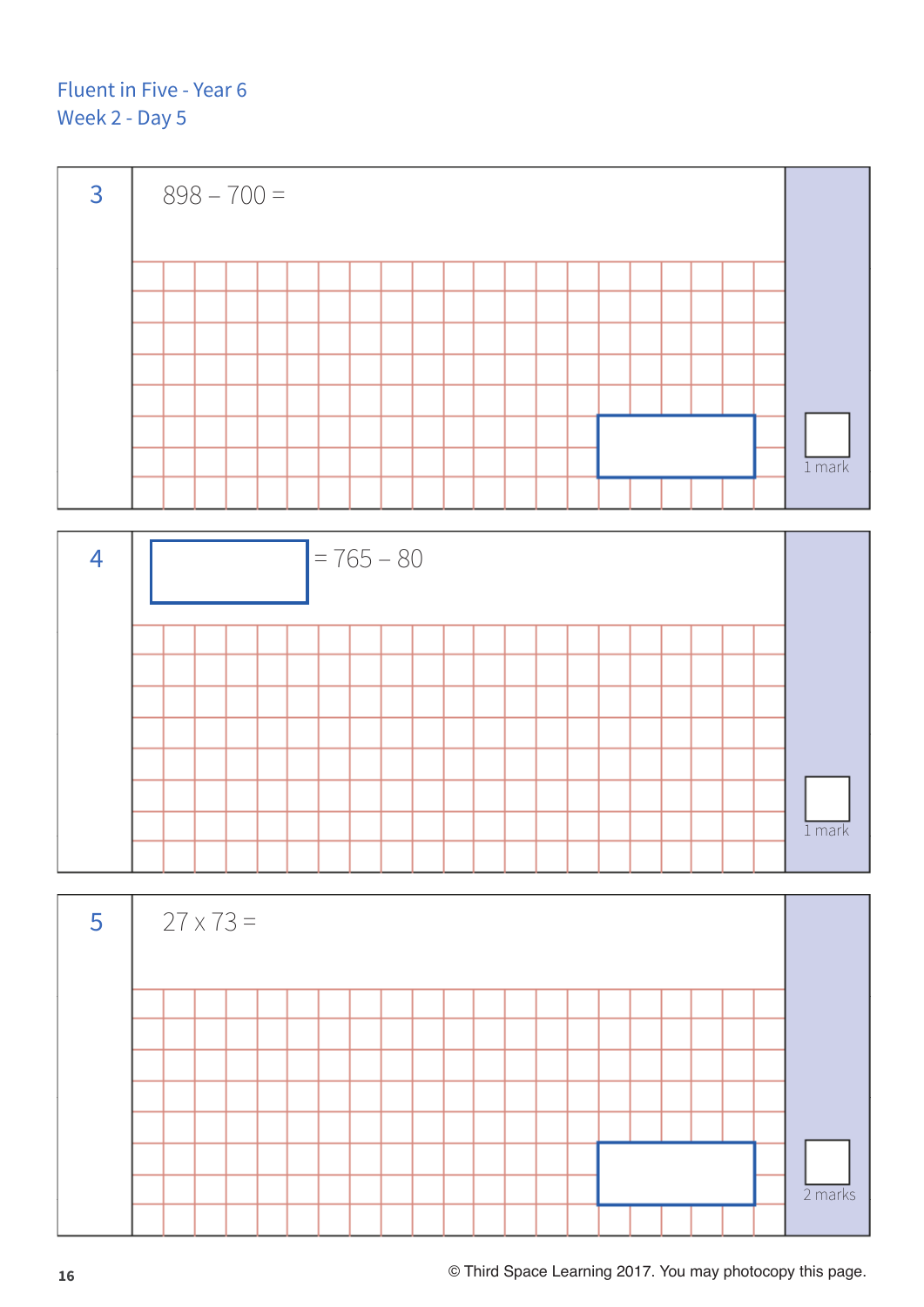Fluent in Five - Year 6
Week 2 - Day 5

**3**

$898 - 700 =$

1 mark

**4**

$\boxed{\phantom{000}} = 765 - 80$

1 mark

**5**

$27 \times 73 =$

2 marks

© Third Space Learning 2017. You may photocopy this page.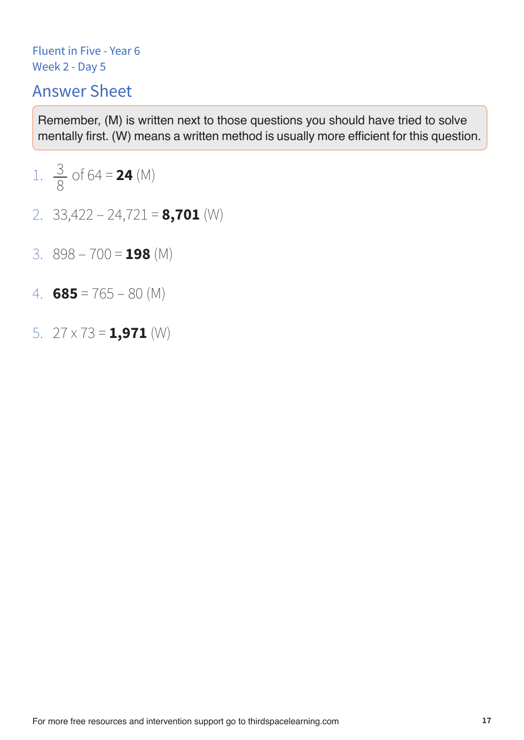Fluent in Five - Year 6
Week 2 - Day 5

# Answer Sheet

Remember, (M) is written next to those questions you should have tried to solve mentally first. (W) means a written method is usually more efficient for this question.

1. $\frac{3}{8}$ of 64 = **24** (M)
2. 33,422 – 24,721 = **8,701** (W)
3. 898 – 700 = **198** (M)
4. **685** = 765 – 80 (M)
5. 27 x 73 = **1,971** (W)

For more free resources and intervention support go to thirdspacelearning.com